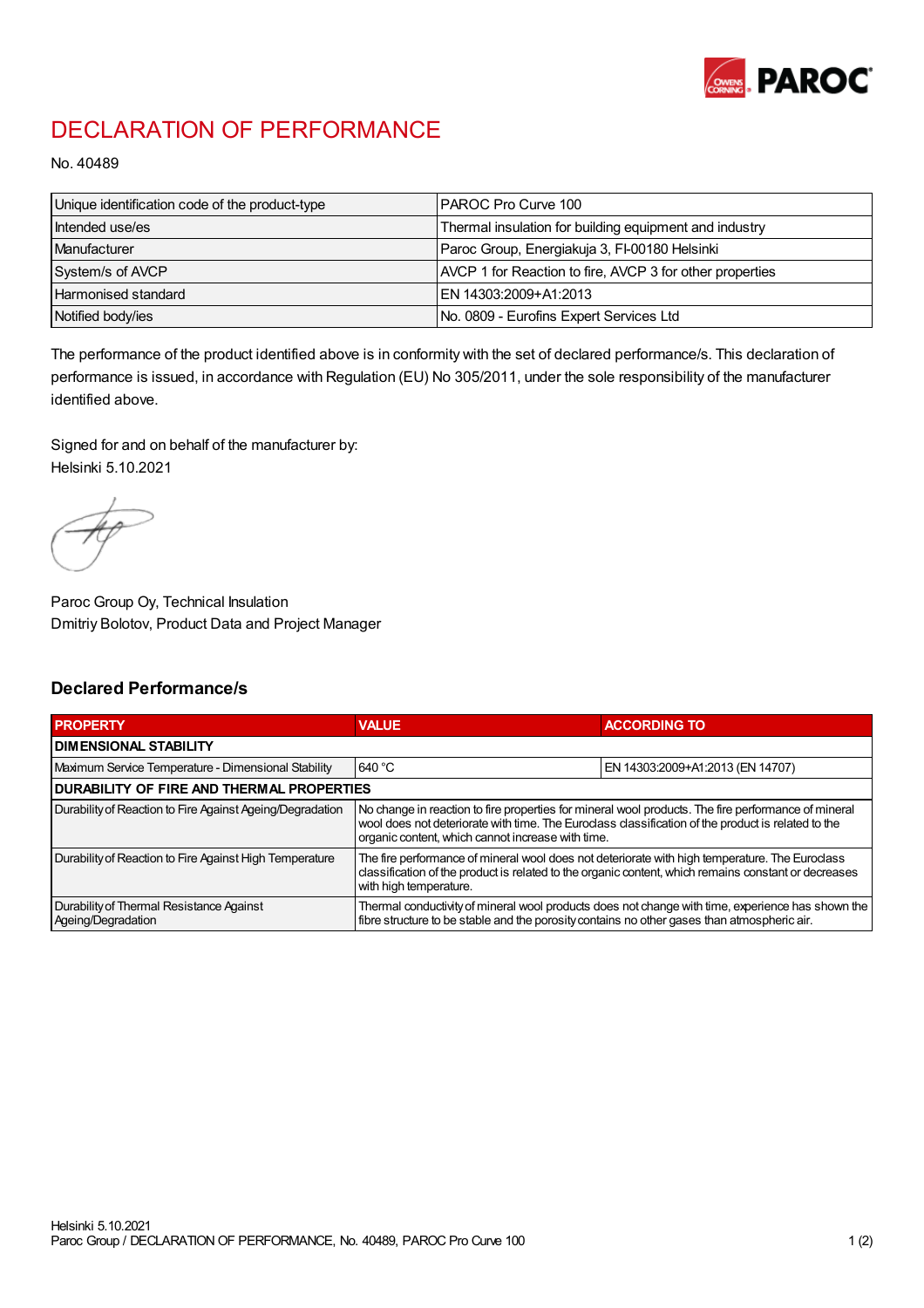# DECLARATION OF PERFORMANCE

No. 40489

| Unique identification code of the product-type | PAROC Pro Curve 100 |
|---|---|
| Intended use/es | Thermal insulation for building equipment and industry |
| Manufacturer | Paroc Group, Energiakuja 3, FI-00180 Helsinki |
| System/s of AVCP | AVCP 1 for Reaction to fire, AVCP 3 for other properties |
| Harmonised standard | EN 14303:2009+A1:2013 |
| Notified body/ies | No. 0809 - Eurofins Expert Services Ltd |

The performance of the product identified above is in conformity with the set of declared performance/s. This declaration of performance is issued, in accordance with Regulation (EU) No 305/2011, under the sole responsibility of the manufacturer identified above.

Signed for and on behalf of the manufacturer by:
Helsinki 5.10.2021

Paroc Group Oy, Technical Insulation
Dmitriy Bolotov, Product Data and Project Manager

## Declared Performance/s

| PROPERTY | VALUE | ACCORDING TO |
|---|---|---|
| **DIMENSIONAL STABILITY** | | |
| Maximum Service Temperature - Dimensional Stability | 640 °C | EN 14303:2009+A1:2013 (EN 14707) |
| **DURABILITY OF FIRE AND THERMAL PROPERTIES** | | |
| Durability of Reaction to Fire Against Ageing/Degradation | No change in reaction to fire properties for mineral wool products. The fire performance of mineral wool does not deteriorate with time. The Euroclass classification of the product is related to the organic content, which cannot increase with time. | |
| Durability of Reaction to Fire Against High Temperature | The fire performance of mineral wool does not deteriorate with high temperature. The Euroclass classification of the product is related to the organic content, which remains constant or decreases with high temperature. | |
| Durability of Thermal Resistance Against Ageing/Degradation | Thermal conductivity of mineral wool products does not change with time, experience has shown the fibre structure to be stable and the porosity contains no other gases than atmospheric air. | |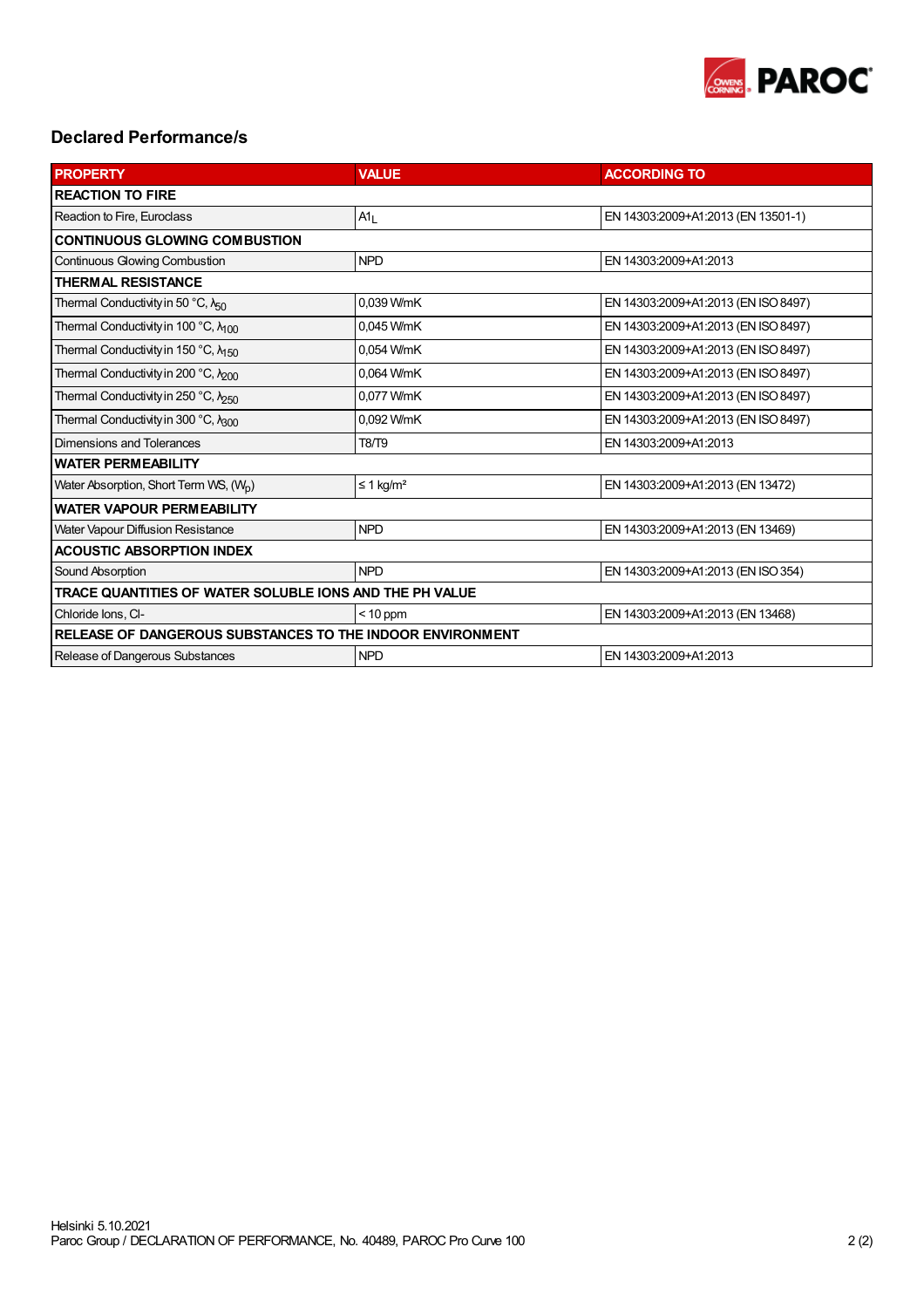## Declared Performance/s

| PROPERTY | VALUE | ACCORDING TO |
|---|---|---|
| **REACTION TO FIRE** | | |
| Reaction to Fire, Euroclass | $A1_L$ | EN 14303:2009+A1:2013 (EN 13501-1) |
| **CONTINUOUS GLOWING COMBUSTION** | | |
| Continuous Glowing Combustion | NPD | EN 14303:2009+A1:2013 |
| **THERMAL RESISTANCE** | | |
| Thermal Conductivity in 50 °C, $\lambda_{50}$ | 0,039 W/mK | EN 14303:2009+A1:2013 (EN ISO 8497) |
| Thermal Conductivity in 100 °C, $\lambda_{100}$ | 0,045 W/mK | EN 14303:2009+A1:2013 (EN ISO 8497) |
| Thermal Conductivity in 150 °C, $\lambda_{150}$ | 0,054 W/mK | EN 14303:2009+A1:2013 (EN ISO 8497) |
| Thermal Conductivity in 200 °C, $\lambda_{200}$ | 0,064 W/mK | EN 14303:2009+A1:2013 (EN ISO 8497) |
| Thermal Conductivity in 250 °C, $\lambda_{250}$ | 0,077 W/mK | EN 14303:2009+A1:2013 (EN ISO 8497) |
| Thermal Conductivity in 300 °C, $\lambda_{300}$ | 0,092 W/mK | EN 14303:2009+A1:2013 (EN ISO 8497) |
| Dimensions and Tolerances | T8/T9 | EN 14303:2009+A1:2013 |
| **WATER PERMEABILITY** | | |
| Water Absorption, Short Term WS, ($W_p$) | ≤ 1 kg/m² | EN 14303:2009+A1:2013 (EN 13472) |
| **WATER VAPOUR PERMEABILITY** | | |
| Water Vapour Diffusion Resistance | NPD | EN 14303:2009+A1:2013 (EN 13469) |
| **ACOUSTIC ABSORPTION INDEX** | | |
| Sound Absorption | NPD | EN 14303:2009+A1:2013 (EN ISO 354) |
| **TRACE QUANTITIES OF WATER SOLUBLE IONS AND THE PH VALUE** | | |
| Chloride Ions, Cl- | < 10 ppm | EN 14303:2009+A1:2013 (EN 13468) |
| **RELEASE OF DANGEROUS SUBSTANCES TO THE INDOOR ENVIRONMENT** | | |
| Release of Dangerous Substances | NPD | EN 14303:2009+A1:2013 |

Helsinki 5.10.2021
Paroc Group / DECLARATION OF PERFORMANCE, No. 40489, PAROC Pro Curve 100